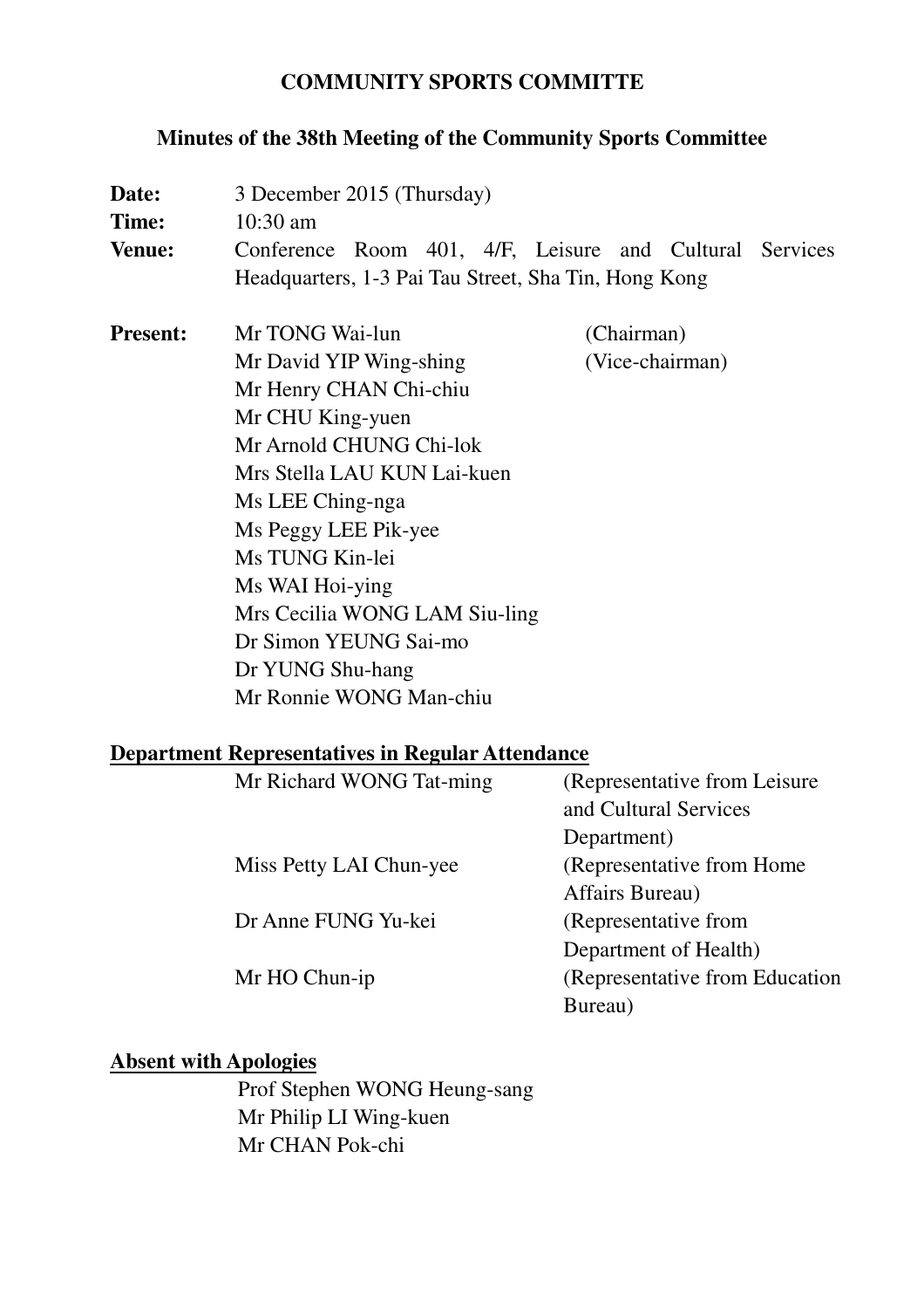# COMMUNITY SPORTS COMMITTE

## Minutes of the 38th Meeting of the Community Sports Committee

**Date:** 3 December 2015 (Thursday)

**Time:** 10:30 am

**Venue:** Conference Room 401, 4/F, Leisure and Cultural Services Headquarters, 1-3 Pai Tau Street, Sha Tin, Hong Kong

**Present:**

| | |
|---|---|
| Mr TONG Wai-lun | (Chairman) |
| Mr David YIP Wing-shing | (Vice-chairman) |
| Mr Henry CHAN Chi-chiu | |
| Mr CHU King-yuen | |
| Mr Arnold CHUNG Chi-lok | |
| Mrs Stella LAU KUN Lai-kuen | |
| Ms LEE Ching-nga | |
| Ms Peggy LEE Pik-yee | |
| Ms TUNG Kin-lei | |
| Ms WAI Hoi-ying | |
| Mrs Cecilia WONG LAM Siu-ling | |
| Dr Simon YEUNG Sai-mo | |
| Dr YUNG Shu-hang | |
| Mr Ronnie WONG Man-chiu | |

**Department Representatives in Regular Attendance**

| | |
|---|---|
| Mr Richard WONG Tat-ming | (Representative from Leisure and Cultural Services Department) |
| Miss Petty LAI Chun-yee | (Representative from Home Affairs Bureau) |
| Dr Anne FUNG Yu-kei | (Representative from Department of Health) |
| Mr HO Chun-ip | (Representative from Education Bureau) |

**Absent with Apologies**

Prof Stephen WONG Heung-sang
Mr Philip LI Wing-kuen
Mr CHAN Pok-chi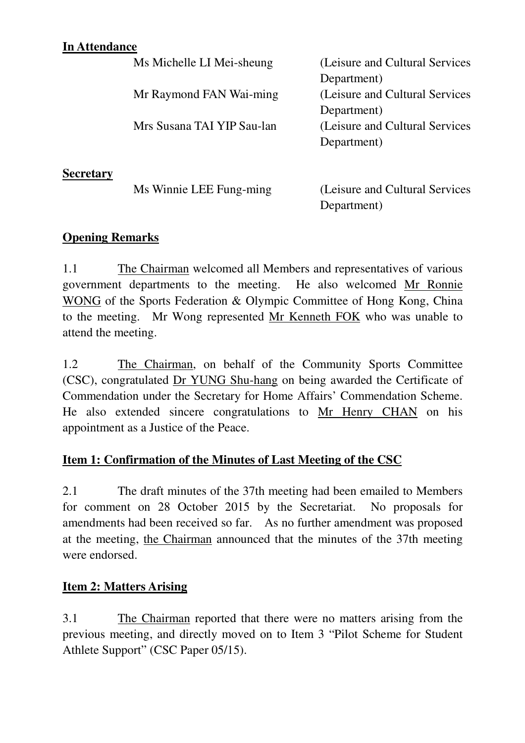**In Attendance**

| | |
|---|---|
| Ms Michelle LI Mei-sheung | (Leisure and Cultural Services Department) |
| Mr Raymond FAN Wai-ming | (Leisure and Cultural Services Department) |
| Mrs Susana TAI YIP Sau-lan | (Leisure and Cultural Services Department) |

**Secretary**

| | |
|---|---|
| Ms Winnie LEE Fung-ming | (Leisure and Cultural Services Department) |

**Opening Remarks**

1.1 The Chairman welcomed all Members and representatives of various government departments to the meeting. He also welcomed Mr Ronnie WONG of the Sports Federation & Olympic Committee of Hong Kong, China to the meeting. Mr Wong represented Mr Kenneth FOK who was unable to attend the meeting.

1.2 The Chairman, on behalf of the Community Sports Committee (CSC), congratulated Dr YUNG Shu-hang on being awarded the Certificate of Commendation under the Secretary for Home Affairs' Commendation Scheme. He also extended sincere congratulations to Mr Henry CHAN on his appointment as a Justice of the Peace.

**Item 1: Confirmation of the Minutes of Last Meeting of the CSC**

2.1 The draft minutes of the 37th meeting had been emailed to Members for comment on 28 October 2015 by the Secretariat. No proposals for amendments had been received so far. As no further amendment was proposed at the meeting, the Chairman announced that the minutes of the 37th meeting were endorsed.

**Item 2: Matters Arising**

3.1 The Chairman reported that there were no matters arising from the previous meeting, and directly moved on to Item 3 "Pilot Scheme for Student Athlete Support" (CSC Paper 05/15).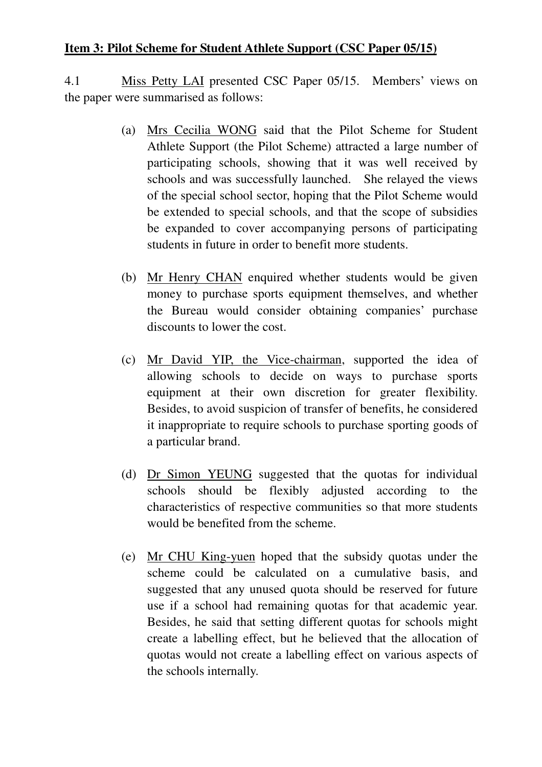**Item 3: Pilot Scheme for Student Athlete Support (CSC Paper 05/15)**

4.1 Miss Petty LAI presented CSC Paper 05/15. Members' views on the paper were summarised as follows:

(a) Mrs Cecilia WONG said that the Pilot Scheme for Student Athlete Support (the Pilot Scheme) attracted a large number of participating schools, showing that it was well received by schools and was successfully launched. She relayed the views of the special school sector, hoping that the Pilot Scheme would be extended to special schools, and that the scope of subsidies be expanded to cover accompanying persons of participating students in future in order to benefit more students.

(b) Mr Henry CHAN enquired whether students would be given money to purchase sports equipment themselves, and whether the Bureau would consider obtaining companies' purchase discounts to lower the cost.

(c) Mr David YIP, the Vice-chairman, supported the idea of allowing schools to decide on ways to purchase sports equipment at their own discretion for greater flexibility. Besides, to avoid suspicion of transfer of benefits, he considered it inappropriate to require schools to purchase sporting goods of a particular brand.

(d) Dr Simon YEUNG suggested that the quotas for individual schools should be flexibly adjusted according to the characteristics of respective communities so that more students would be benefited from the scheme.

(e) Mr CHU King-yuen hoped that the subsidy quotas under the scheme could be calculated on a cumulative basis, and suggested that any unused quota should be reserved for future use if a school had remaining quotas for that academic year. Besides, he said that setting different quotas for schools might create a labelling effect, but he believed that the allocation of quotas would not create a labelling effect on various aspects of the schools internally.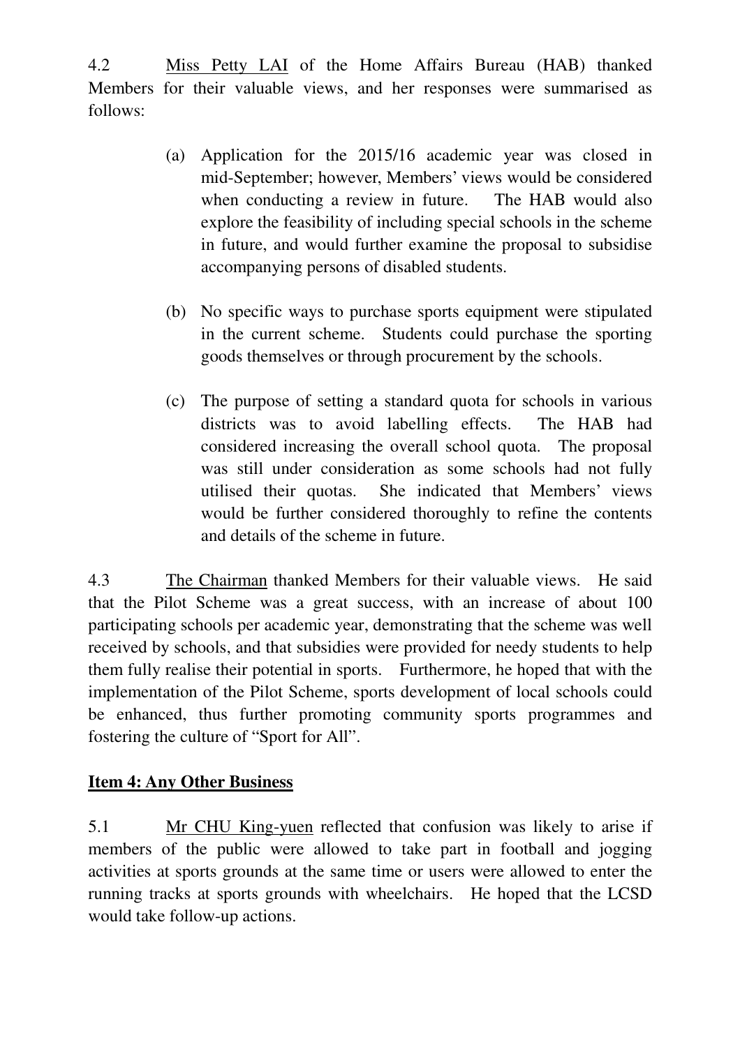4.2 Miss Petty LAI of the Home Affairs Bureau (HAB) thanked Members for their valuable views, and her responses were summarised as follows:

(a) Application for the 2015/16 academic year was closed in mid-September; however, Members' views would be considered when conducting a review in future. The HAB would also explore the feasibility of including special schools in the scheme in future, and would further examine the proposal to subsidise accompanying persons of disabled students.

(b) No specific ways to purchase sports equipment were stipulated in the current scheme. Students could purchase the sporting goods themselves or through procurement by the schools.

(c) The purpose of setting a standard quota for schools in various districts was to avoid labelling effects. The HAB had considered increasing the overall school quota. The proposal was still under consideration as some schools had not fully utilised their quotas. She indicated that Members' views would be further considered thoroughly to refine the contents and details of the scheme in future.

4.3 The Chairman thanked Members for their valuable views. He said that the Pilot Scheme was a great success, with an increase of about 100 participating schools per academic year, demonstrating that the scheme was well received by schools, and that subsidies were provided for needy students to help them fully realise their potential in sports. Furthermore, he hoped that with the implementation of the Pilot Scheme, sports development of local schools could be enhanced, thus further promoting community sports programmes and fostering the culture of "Sport for All".

**Item 4: Any Other Business**

5.1 Mr CHU King-yuen reflected that confusion was likely to arise if members of the public were allowed to take part in football and jogging activities at sports grounds at the same time or users were allowed to enter the running tracks at sports grounds with wheelchairs. He hoped that the LCSD would take follow-up actions.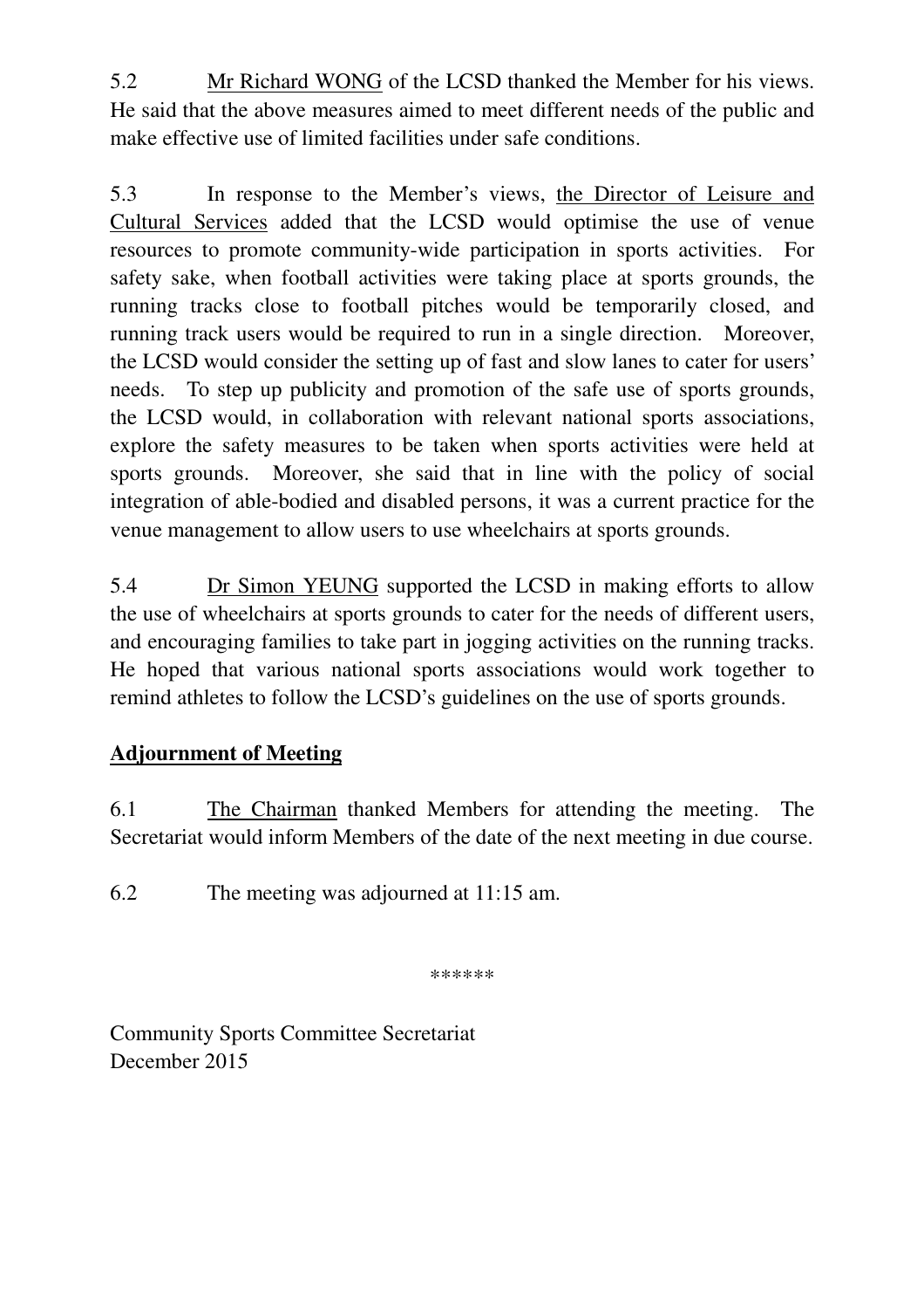5.2 Mr Richard WONG of the LCSD thanked the Member for his views. He said that the above measures aimed to meet different needs of the public and make effective use of limited facilities under safe conditions.

5.3 In response to the Member's views, the Director of Leisure and Cultural Services added that the LCSD would optimise the use of venue resources to promote community-wide participation in sports activities. For safety sake, when football activities were taking place at sports grounds, the running tracks close to football pitches would be temporarily closed, and running track users would be required to run in a single direction. Moreover, the LCSD would consider the setting up of fast and slow lanes to cater for users' needs. To step up publicity and promotion of the safe use of sports grounds, the LCSD would, in collaboration with relevant national sports associations, explore the safety measures to be taken when sports activities were held at sports grounds. Moreover, she said that in line with the policy of social integration of able-bodied and disabled persons, it was a current practice for the venue management to allow users to use wheelchairs at sports grounds.

5.4 Dr Simon YEUNG supported the LCSD in making efforts to allow the use of wheelchairs at sports grounds to cater for the needs of different users, and encouraging families to take part in jogging activities on the running tracks. He hoped that various national sports associations would work together to remind athletes to follow the LCSD's guidelines on the use of sports grounds.

## Adjournment of Meeting

6.1 The Chairman thanked Members for attending the meeting. The Secretariat would inform Members of the date of the next meeting in due course.

6.2 The meeting was adjourned at 11:15 am.

******

Community Sports Committee Secretariat
December 2015